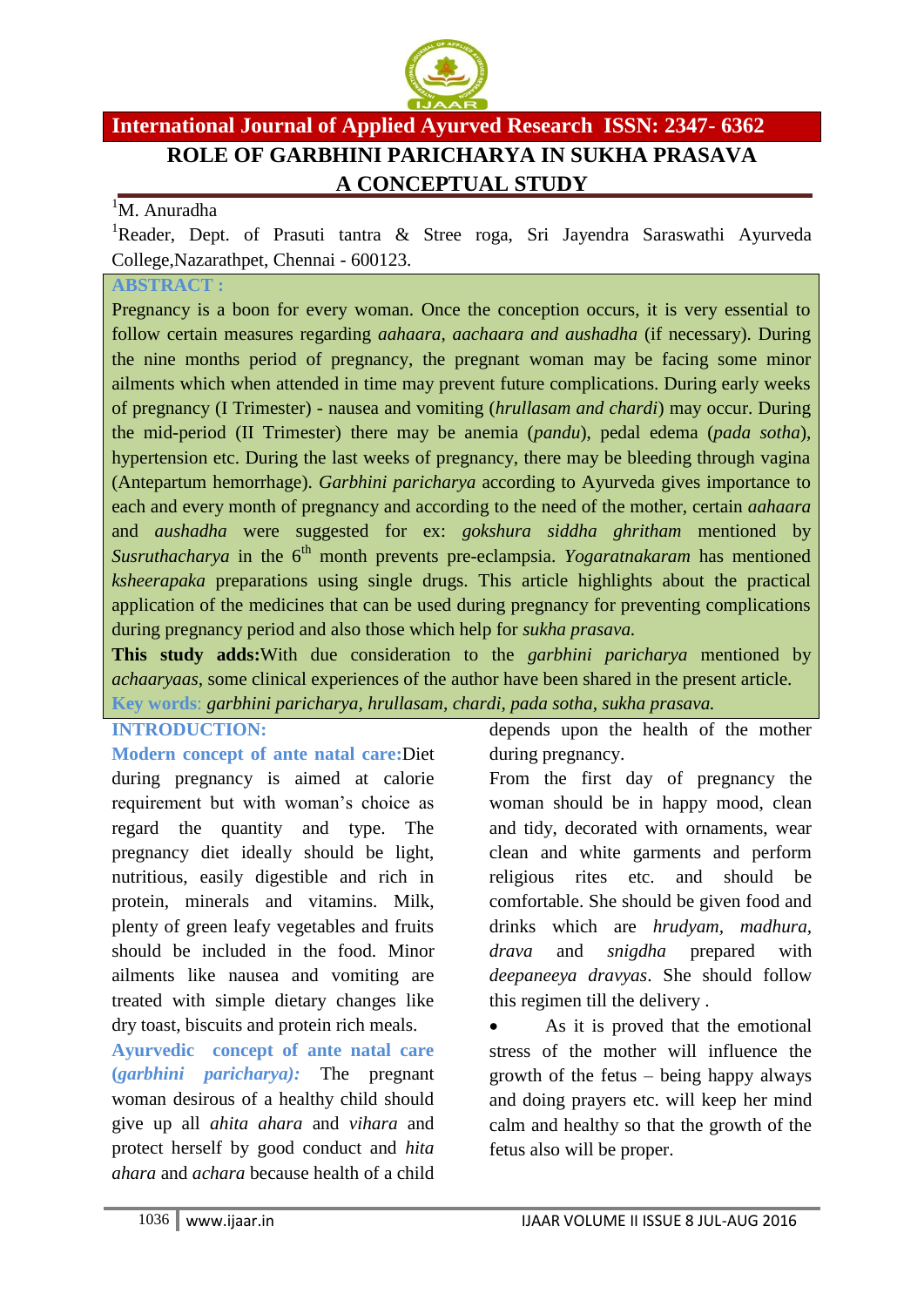# ROLE OF GARBHINI PARICHARYA IN SUKHA PRASAVA A CONCEPTUAL STUDY

[1]M. Anuradha

[1]Reader, Dept. of Prasuti tantra & Stree roga, Sri Jayendra Saraswathi Ayurveda College,Nazarathpet, Chennai - 600123.

## ABSTRACT :

Pregnancy is a boon for every woman. Once the conception occurs, it is very essential to follow certain measures regarding *aahaara, aachaara and aushadha* (if necessary). During the nine months period of pregnancy, the pregnant woman may be facing some minor ailments which when attended in time may prevent future complications. During early weeks of pregnancy (I Trimester) - nausea and vomiting (*hrullasam and chardi*) may occur. During the mid-period (II Trimester) there may be anemia (*pandu*), pedal edema (*pada sotha*), hypertension etc. During the last weeks of pregnancy, there may be bleeding through vagina (Antepartum hemorrhage). *Garbhini paricharya* according to Ayurveda gives importance to each and every month of pregnancy and according to the need of the mother, certain *aahaara* and *aushadha* were suggested for ex: *gokshura siddha ghritham* mentioned by *Susruthacharya* in the 6$^{th}$ month prevents pre-eclampsia. *Yogaratnakaram* has mentioned *ksheerapaka* preparations using single drugs. This article highlights about the practical application of the medicines that can be used during pregnancy for preventing complications during pregnancy period and also those which help for *sukha prasava.*

**This study adds:**With due consideration to the *garbhini paricharya* mentioned by *achaaryaas*, some clinical experiences of the author have been shared in the present article.

**Key words**: *garbhini paricharya, hrullasam, chardi, pada sotha, sukha prasava.*

## INTRODUCTION:

**Modern concept of ante natal care:**Diet during pregnancy is aimed at calorie requirement but with woman's choice as regard the quantity and type. The pregnancy diet ideally should be light, nutritious, easily digestible and rich in protein, minerals and vitamins. Milk, plenty of green leafy vegetables and fruits should be included in the food. Minor ailments like nausea and vomiting are treated with simple dietary changes like dry toast, biscuits and protein rich meals.

**Ayurvedic concept of ante natal care (*garbhini paricharya*):** The pregnant woman desirous of a healthy child should give up all *ahita ahara* and *vihara* and protect herself by good conduct and *hita ahara* and *achara* because health of a child depends upon the health of the mother during pregnancy.

From the first day of pregnancy the woman should be in happy mood, clean and tidy, decorated with ornaments, wear clean and white garments and perform religious rites etc. and should be comfortable. She should be given food and drinks which are *hrudyam, madhura, drava* and *snigdha* prepared with *deepaneeya dravyas*. She should follow this regimen till the delivery .

- As it is proved that the emotional stress of the mother will influence the growth of the fetus – being happy always and doing prayers etc. will keep her mind calm and healthy so that the growth of the fetus also will be proper.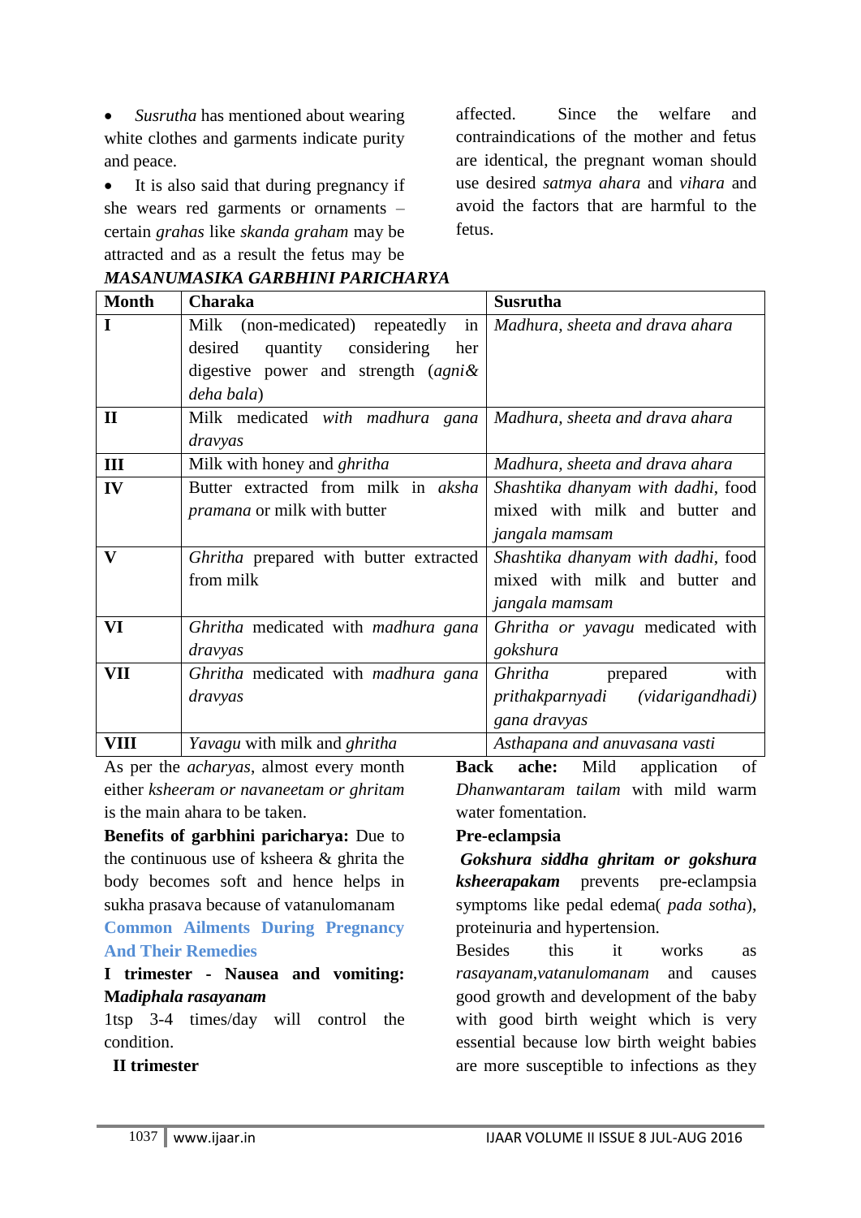- *Susrutha* has mentioned about wearing white clothes and garments indicate purity and peace.
- It is also said that during pregnancy if she wears red garments or ornaments – certain *grahas* like *skanda graham* may be attracted and as a result the fetus may be affected. Since the welfare and contraindications of the mother and fetus are identical, the pregnant woman should use desired *satmya ahara* and *vihara* and avoid the factors that are harmful to the fetus.

***MASANUMASIKA GARBHINI PARICHARYA***

| Month | Charaka | Susrutha |
|---|---|---|
| I | Milk (non-medicated) repeatedly in desired quantity considering her digestive power and strength (*agni& deha bala*) | *Madhura, sheeta and drava ahara* |
| II | Milk medicated *with madhura gana dravyas* | *Madhura, sheeta and drava ahara* |
| III | Milk with honey and *ghritha* | *Madhura, sheeta and drava ahara* |
| IV | Butter extracted from milk in *aksha pramana* or milk with butter | *Shashtika dhanyam with dadhi*, food mixed with milk and butter and *jangala mamsam* |
| V | *Ghritha* prepared with butter extracted from milk | *Shashtika dhanyam with dadhi*, food mixed with milk and butter and *jangala mamsam* |
| VI | *Ghritha* medicated with *madhura gana dravyas* | *Ghritha or yavagu* medicated with *gokshura* |
| VII | *Ghritha* medicated with *madhura gana dravyas* | *Ghritha* prepared with *prithakparnyadi (vidarigandhadi) gana dravyas* |
| VIII | *Yavagu* with milk and *ghritha* | *Asthapana and anuvasana vasti* |

As per the *acharyas*, almost every month either *ksheeram or navaneetam or ghritam* is the main ahara to be taken.

**Benefits of garbhini paricharya:** Due to the continuous use of ksheera & ghrita the body becomes soft and hence helps in sukha prasava because of vatanulomanam

## Common Ailments During Pregnancy And Their Remedies

**I trimester - Nausea and vomiting: *Madiphala rasayanam***

1tsp 3-4 times/day will control the condition.

**II trimester**

**Back ache:** Mild application of *Dhanwantaram tailam* with mild warm water fomentation.

**Pre-eclampsia**

***Gokshura siddha ghritam or gokshura ksheerapakam*** prevents pre-eclampsia symptoms like pedal edema( *pada sotha*), proteinuria and hypertension.

Besides this it works as *rasayanam,vatanulomanam* and causes good growth and development of the baby with good birth weight which is very essential because low birth weight babies are more susceptible to infections as they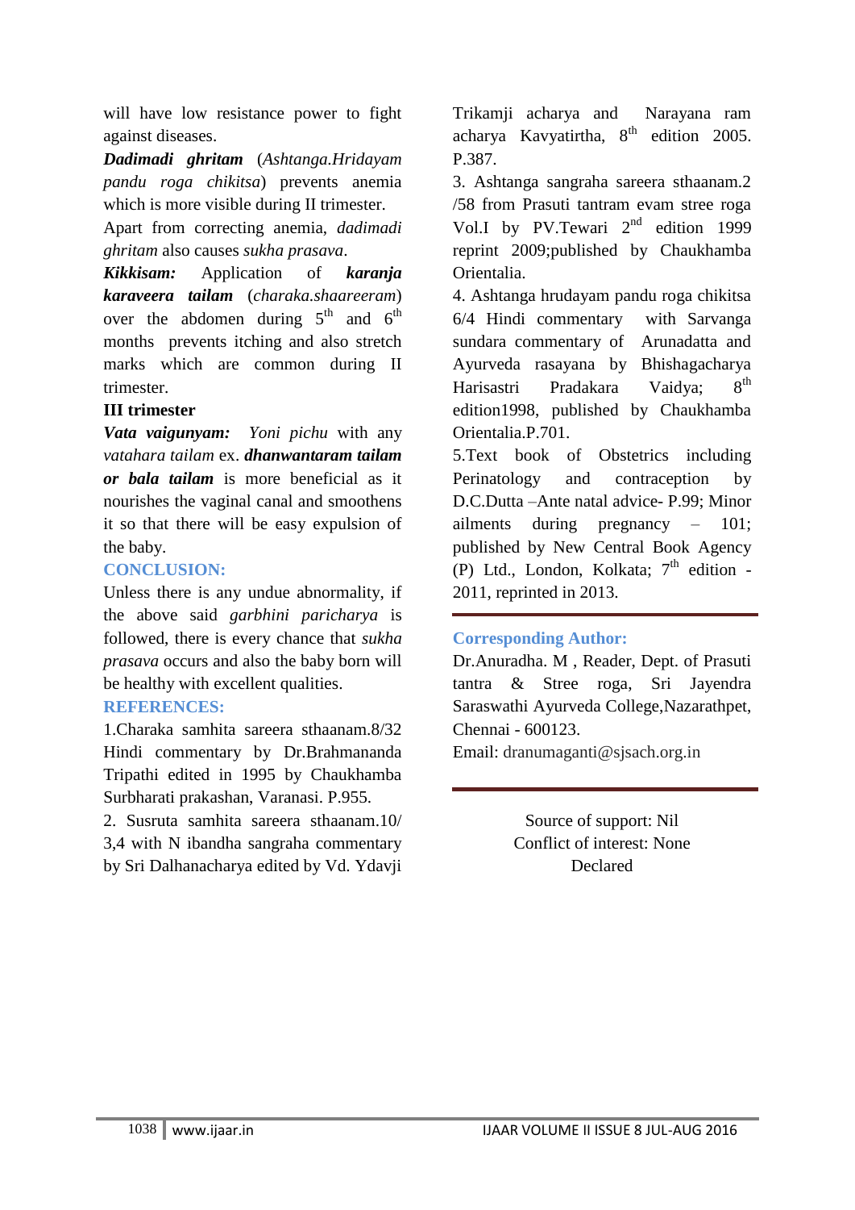will have low resistance power to fight against diseases.

***Dadimadi ghritam*** (*Ashtanga.Hridayam pandu roga chikitsa*) prevents anemia which is more visible during II trimester.

Apart from correcting anemia, *dadimadi ghritam* also causes *sukha prasava*.

***Kikkisam:*** Application of ***karanja karaveera tailam*** (*charaka.shaareeram*) over the abdomen during 5th and 6th months prevents itching and also stretch marks which are common during II trimester.

**III trimester**

***Vata vaigunyam:*** *Yoni pichu* with any *vatahara tailam* ex. ***dhanwantaram tailam or bala tailam*** is more beneficial as it nourishes the vaginal canal and smoothens it so that there will be easy expulsion of the baby.

## CONCLUSION:

Unless there is any undue abnormality, if the above said *garbhini paricharya* is followed, there is every chance that *sukha prasava* occurs and also the baby born will be healthy with excellent qualities.

## REFERENCES:

1.Charaka samhita sareera sthaanam.8/32 Hindi commentary by Dr.Brahmananda Tripathi edited in 1995 by Chaukhamba Surbharati prakashan, Varanasi. P.955.

2. Susruta samhita sareera sthaanam.10/ 3,4 with N ibandha sangraha commentary by Sri Dalhanacharya edited by Vd. Ydavji Trikamji acharya and Narayana ram acharya Kavyatirtha, 8th edition 2005. P.387.

3. Ashtanga sangraha sareera sthaanam.2 /58 from Prasuti tantram evam stree roga Vol.I by PV.Tewari 2nd edition 1999 reprint 2009;published by Chaukhamba Orientalia.

4. Ashtanga hrudayam pandu roga chikitsa 6/4 Hindi commentary with Sarvanga sundara commentary of Arunadatta and Ayurveda rasayana by Bhishagacharya Harisastri Pradakara Vaidya; 8th edition1998, published by Chaukhamba Orientalia.P.701.

5.Text book of Obstetrics including Perinatology and contraception by D.C.Dutta –Ante natal advice- P.99; Minor ailments during pregnancy – 101; published by New Central Book Agency (P) Ltd., London, Kolkata; 7th edition - 2011, reprinted in 2013.

## Corresponding Author:

Dr.Anuradha. M , Reader, Dept. of Prasuti tantra & Stree roga, Sri Jayendra Saraswathi Ayurveda College,Nazarathpet, Chennai - 600123.

Email: dranumaganti@sjsach.org.in

Source of support: Nil
Conflict of interest: None
Declared